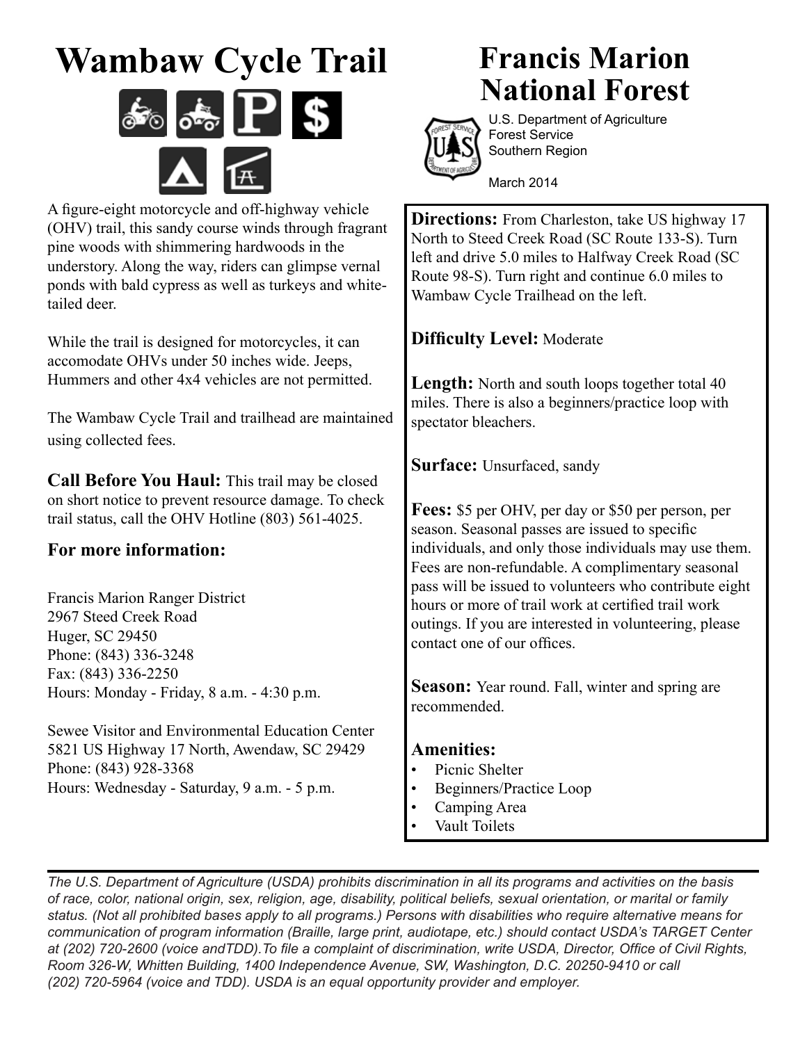# Wambaw Cycle Trail

# Francis Marion National Forest

U.S. Department of Agriculture
Forest Service
Southern Region

March 2014

A figure-eight motorcycle and off-highway vehicle (OHV) trail, this sandy course winds through fragrant pine woods with shimmering hardwoods in the understory. Along the way, riders can glimpse vernal ponds with bald cypress as well as turkeys and white-tailed deer.

While the trail is designed for motorcycles, it can accomodate OHVs under 50 inches wide. Jeeps, Hummers and other 4x4 vehicles are not permitted.

The Wambaw Cycle Trail and trailhead are maintained using collected fees.

**Call Before You Haul:** This trail may be closed on short notice to prevent resource damage. To check trail status, call the OHV Hotline (803) 561-4025.

### For more information:

Francis Marion Ranger District
2967 Steed Creek Road
Huger, SC 29450
Phone: (843) 336-3248
Fax: (843) 336-2250
Hours: Monday - Friday, 8 a.m. - 4:30 p.m.

Sewee Visitor and Environmental Education Center
5821 US Highway 17 North, Awendaw, SC 29429
Phone: (843) 928-3368
Hours: Wednesday - Saturday, 9 a.m. - 5 p.m.

**Directions:** From Charleston, take US highway 17 North to Steed Creek Road (SC Route 133-S). Turn left and drive 5.0 miles to Halfway Creek Road (SC Route 98-S). Turn right and continue 6.0 miles to Wambaw Cycle Trailhead on the left.

**Difficulty Level:** Moderate

**Length:** North and south loops together total 40 miles. There is also a beginners/practice loop with spectator bleachers.

**Surface:** Unsurfaced, sandy

**Fees:** $5 per OHV, per day or $50 per person, per season. Seasonal passes are issued to specific individuals, and only those individuals may use them. Fees are non-refundable. A complimentary seasonal pass will be issued to volunteers who contribute eight hours or more of trail work at certified trail work outings. If you are interested in volunteering, please contact one of our offices.

**Season:** Year round. Fall, winter and spring are recommended.

### Amenities:

- Picnic Shelter
- Beginners/Practice Loop
- Camping Area
- Vault Toilets

---

*The U.S. Department of Agriculture (USDA) prohibits discrimination in all its programs and activities on the basis of race, color, national origin, sex, religion, age, disability, political beliefs, sexual orientation, or marital or family status. (Not all prohibited bases apply to all programs.) Persons with disabilities who require alternative means for communication of program information (Braille, large print, audiotape, etc.) should contact USDA's TARGET Center at (202) 720-2600 (voice andTDD).To file a complaint of discrimination, write USDA, Director, Office of Civil Rights, Room 326-W, Whitten Building, 1400 Independence Avenue, SW, Washington, D.C. 20250-9410 or call (202) 720-5964 (voice and TDD). USDA is an equal opportunity provider and employer.*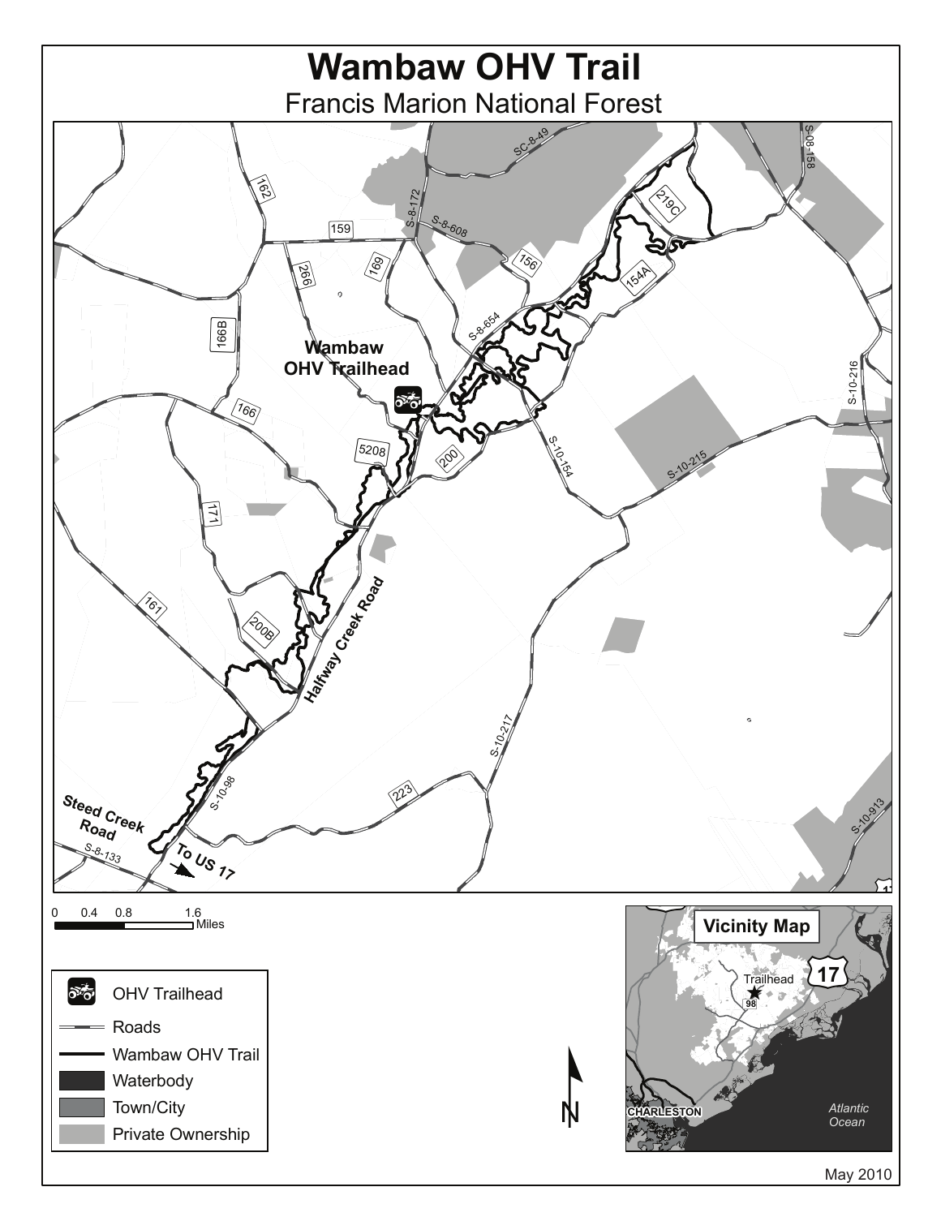# Wambaw OHV Trail

## Francis Marion National Forest

SC-8-49

S-08-158

162

S-8-172

219C

159

S-8-608

156

266

169

154A

S-8-654

166B

Wambaw OHV Trailhead

S-10-216

166

5208

200

S-10-154

S-10-215

171

Halfway Creek Road

161

200B

S-10-217

S-10-98

223

Steed Creek Road

S-8-133

To US 17

S-10-913

0 0.4 0.8 1.6 Miles

Vicinity Map

Trailhead

98

17

CHARLESTON

Atlantic Ocean

- OHV Trailhead
- Roads
- Wambaw OHV Trail
- Waterbody
- Town/City
- Private Ownership

N

May 2010